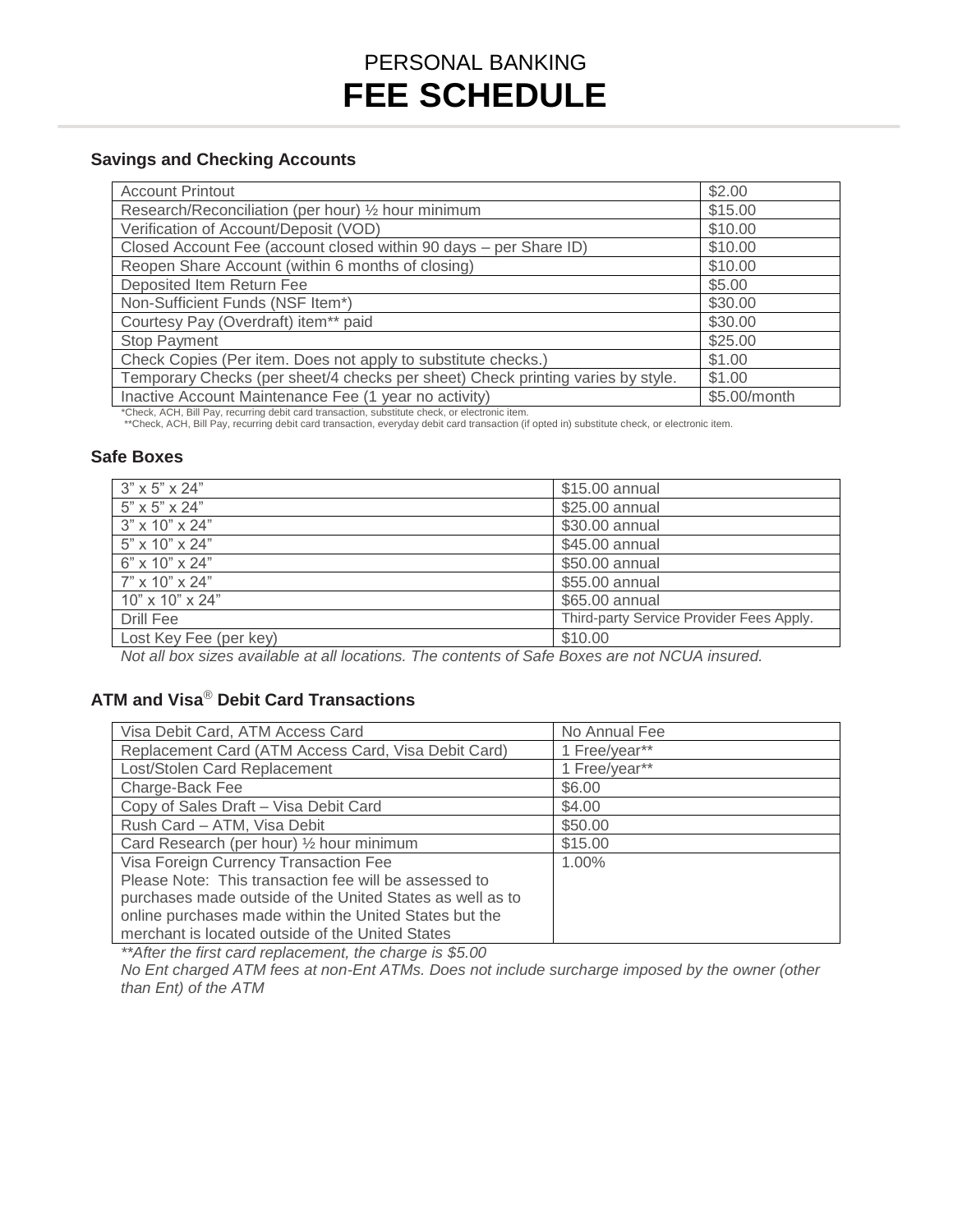# PERSONAL BANKING
# FEE SCHEDULE

### Savings and Checking Accounts

| Service | Fee |
|---|---|
| Account Printout | $2.00 |
| Research/Reconciliation (per hour) ½ hour minimum | $15.00 |
| Verification of Account/Deposit (VOD) | $10.00 |
| Closed Account Fee (account closed within 90 days – per Share ID) | $10.00 |
| Reopen Share Account (within 6 months of closing) | $10.00 |
| Deposited Item Return Fee | $5.00 |
| Non-Sufficient Funds (NSF Item*) | $30.00 |
| Courtesy Pay (Overdraft) item** paid | $30.00 |
| Stop Payment | $25.00 |
| Check Copies (Per item. Does not apply to substitute checks.) | $1.00 |
| Temporary Checks (per sheet/4 checks per sheet) Check printing varies by style. | $1.00 |
| Inactive Account Maintenance Fee (1 year no activity) | $5.00/month |

*Check, ACH, Bill Pay, recurring debit card transaction, substitute check, or electronic item.
**Check, ACH, Bill Pay, recurring debit card transaction, everyday debit card transaction (if opted in) substitute check, or electronic item.

### Safe Boxes

| Size | Fee |
|---|---|
| 3" x 5" x 24" | $15.00 annual |
| 5" x 5" x 24" | $25.00 annual |
| 3" x 10" x 24" | $30.00 annual |
| 5" x 10" x 24" | $45.00 annual |
| 6" x 10" x 24" | $50.00 annual |
| 7" x 10" x 24" | $55.00 annual |
| 10" x 10" x 24" | $65.00 annual |
| Drill Fee | Third-party Service Provider Fees Apply. |
| Lost Key Fee (per key) | $10.00 |

*Not all box sizes available at all locations. The contents of Safe Boxes are not NCUA insured.*

### ATM and Visa® Debit Card Transactions

| Service | Fee |
|---|---|
| Visa Debit Card, ATM Access Card | No Annual Fee |
| Replacement Card (ATM Access Card, Visa Debit Card) | 1 Free/year** |
| Lost/Stolen Card Replacement | 1 Free/year** |
| Charge-Back Fee | $6.00 |
| Copy of Sales Draft – Visa Debit Card | $4.00 |
| Rush Card – ATM, Visa Debit | $50.00 |
| Card Research (per hour) ½ hour minimum | $15.00 |
| Visa Foreign Currency Transaction Fee<br>Please Note: This transaction fee will be assessed to purchases made outside of the United States as well as to online purchases made within the United States but the merchant is located outside of the United States | 1.00% |

*\*\*After the first card replacement, the charge is $5.00*

*No Ent charged ATM fees at non-Ent ATMs. Does not include surcharge imposed by the owner (other than Ent) of the ATM*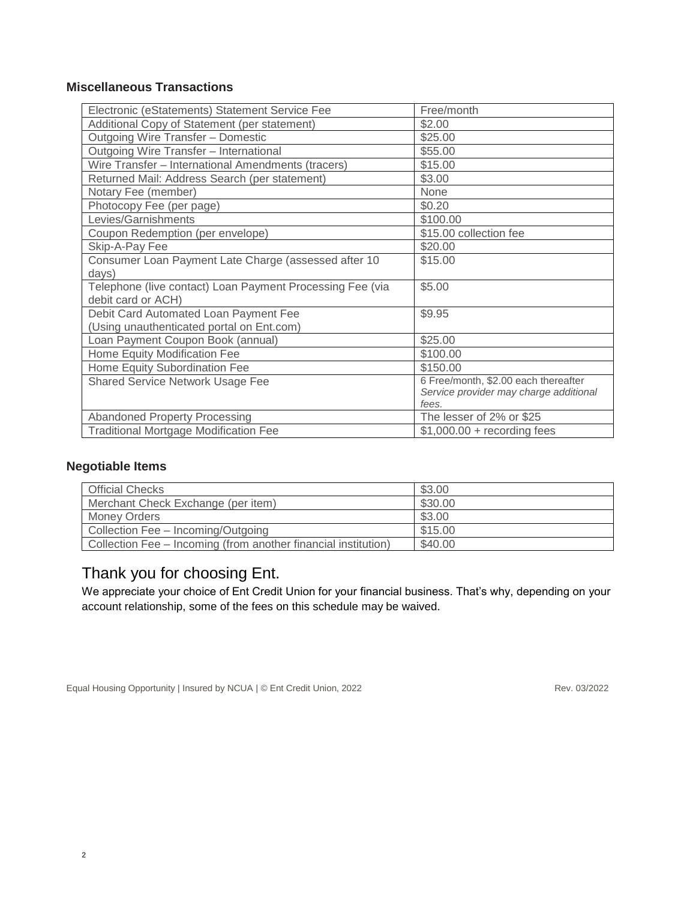## Miscellaneous Transactions

| | |
|---|---|
| Electronic (eStatements) Statement Service Fee | Free/month |
| Additional Copy of Statement (per statement) | $2.00 |
| Outgoing Wire Transfer – Domestic | $25.00 |
| Outgoing Wire Transfer – International | $55.00 |
| Wire Transfer – International Amendments (tracers) | $15.00 |
| Returned Mail: Address Search (per statement) | $3.00 |
| Notary Fee (member) | None |
| Photocopy Fee (per page) | $0.20 |
| Levies/Garnishments | $100.00 |
| Coupon Redemption (per envelope) | $15.00 collection fee |
| Skip-A-Pay Fee | $20.00 |
| Consumer Loan Payment Late Charge (assessed after 10 days) | $15.00 |
| Telephone (live contact) Loan Payment Processing Fee (via debit card or ACH) | $5.00 |
| Debit Card Automated Loan Payment Fee (Using unauthenticated portal on Ent.com) | $9.95 |
| Loan Payment Coupon Book (annual) | $25.00 |
| Home Equity Modification Fee | $100.00 |
| Home Equity Subordination Fee | $150.00 |
| Shared Service Network Usage Fee | 6 Free/month, $2.00 each thereafter *Service provider may charge additional fees.* |
| Abandoned Property Processing | The lesser of 2% or $25 |
| Traditional Mortgage Modification Fee | $1,000.00 + recording fees |

## Negotiable Items

| | |
|---|---|
| Official Checks | $3.00 |
| Merchant Check Exchange (per item) | $30.00 |
| Money Orders | $3.00 |
| Collection Fee – Incoming/Outgoing | $15.00 |
| Collection Fee – Incoming (from another financial institution) | $40.00 |

# Thank you for choosing Ent.

We appreciate your choice of Ent Credit Union for your financial business. That's why, depending on your account relationship, some of the fees on this schedule may be waived.

Equal Housing Opportunity | Insured by NCUA | © Ent Credit Union, 2022 Rev. 03/2022